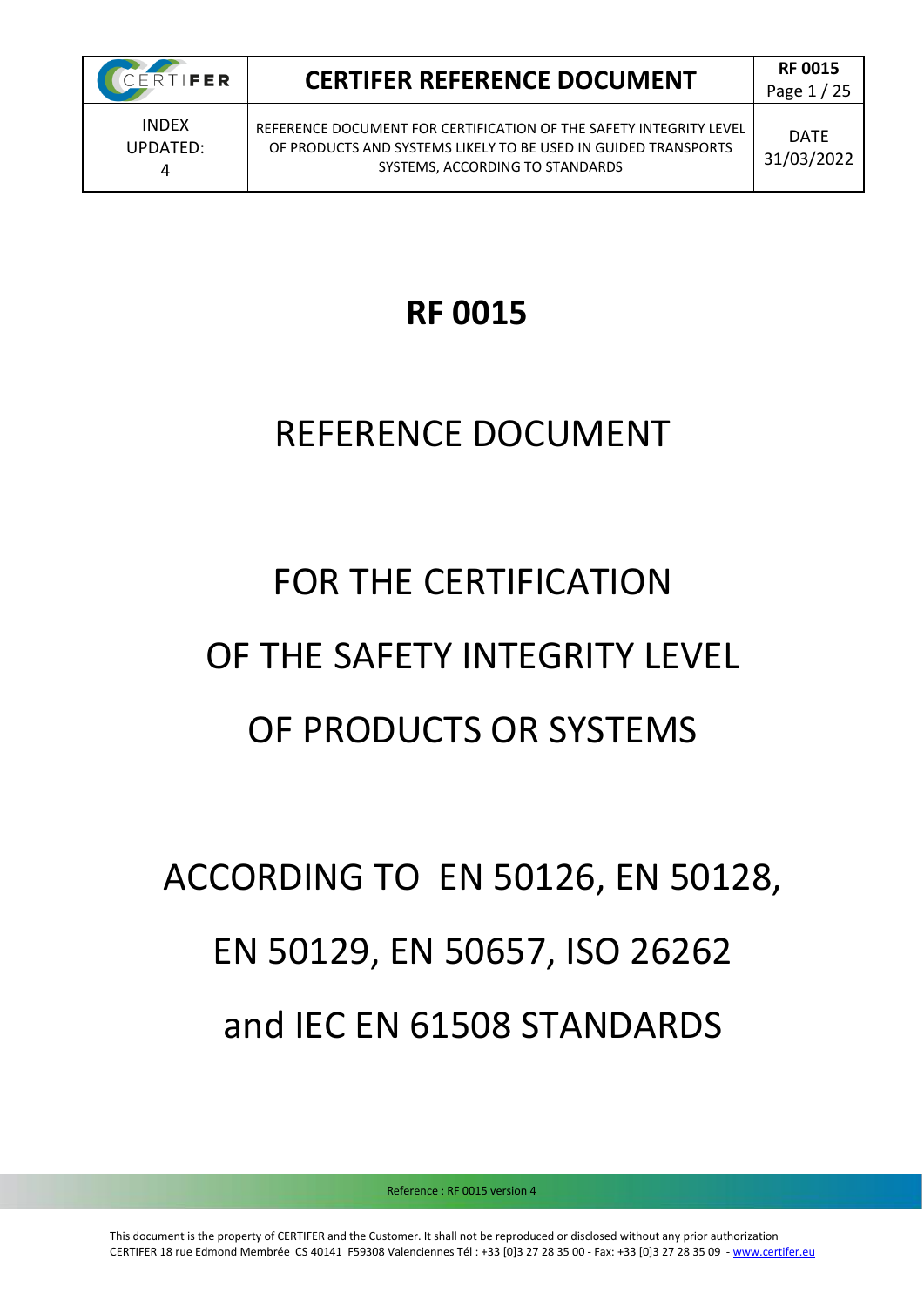# RF 0015

# REFERENCE DOCUMENT

# FOR THE CERTIFICATION

# OF THE SAFETY INTEGRITY LEVEL

# OF PRODUCTS OR SYSTEMS

# ACCORDING TO EN 50126, EN 50128, EN 50129, EN 50657, ISO 26262 and IEC EN 61508 STANDARDS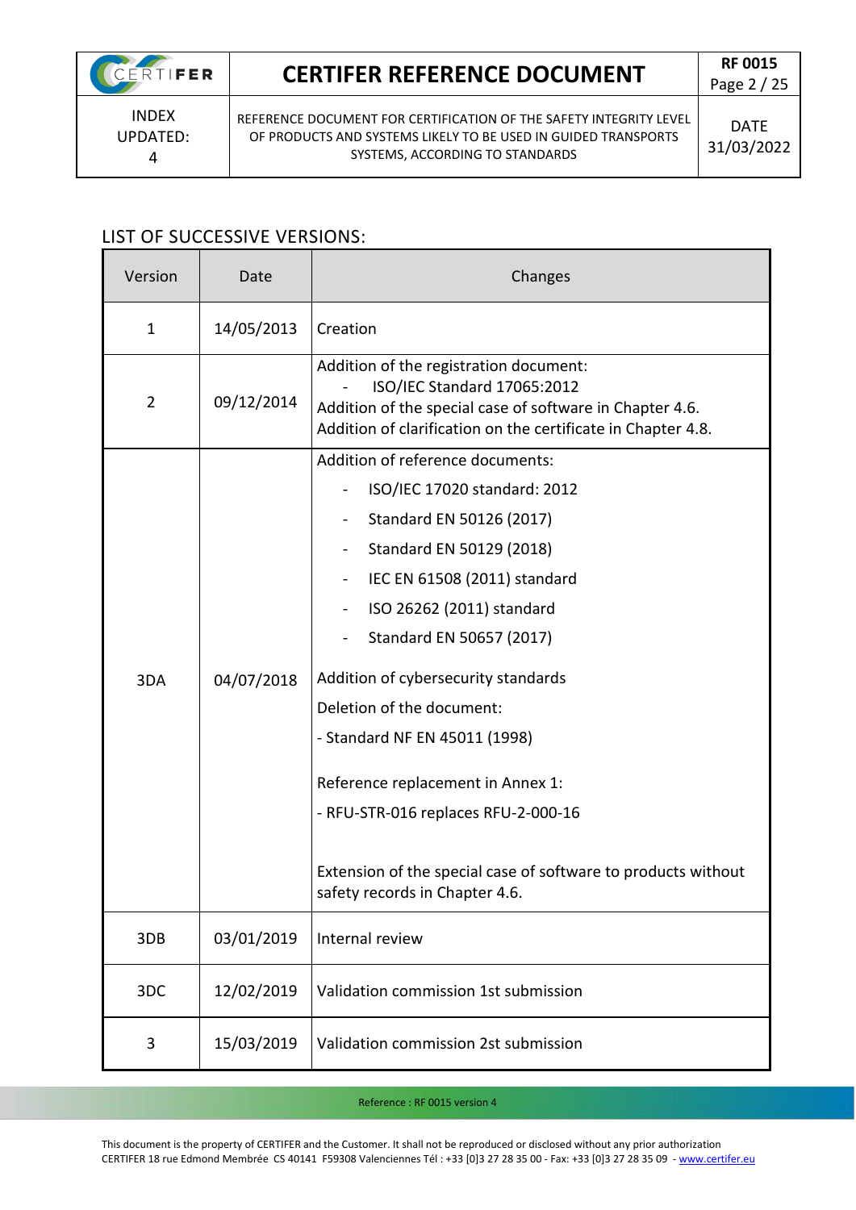## LIST OF SUCCESSIVE VERSIONS:

| Version | Date | Changes |
|---|---|---|
| 1 | 14/05/2013 | Creation |
| 2 | 09/12/2014 | Addition of the registration document:<br>- ISO/IEC Standard 17065:2012<br>Addition of the special case of software in Chapter 4.6.<br>Addition of clarification on the certificate in Chapter 4.8. |
| 3DA | 04/07/2018 | Addition of reference documents:<br>- ISO/IEC 17020 standard: 2012<br>- Standard EN 50126 (2017)<br>- Standard EN 50129 (2018)<br>- IEC EN 61508 (2011) standard<br>- ISO 26262 (2011) standard<br>- Standard EN 50657 (2017)<br>Addition of cybersecurity standards<br>Deletion of the document:<br>- Standard NF EN 45011 (1998)<br>Reference replacement in Annex 1:<br>- RFU-STR-016 replaces RFU-2-000-16<br>Extension of the special case of software to products without safety records in Chapter 4.6. |
| 3DB | 03/01/2019 | Internal review |
| 3DC | 12/02/2019 | Validation commission 1st submission |
| 3 | 15/03/2019 | Validation commission 2st submission |

This document is the property of CERTIFER and the Customer. It shall not be reproduced or disclosed without any prior authorization
CERTIFER 18 rue Edmond Membrée CS 40141 F59308 Valenciennes Tél : +33 [0]3 27 28 35 00 - Fax: +33 [0]3 27 28 35 09 - www.certifer.eu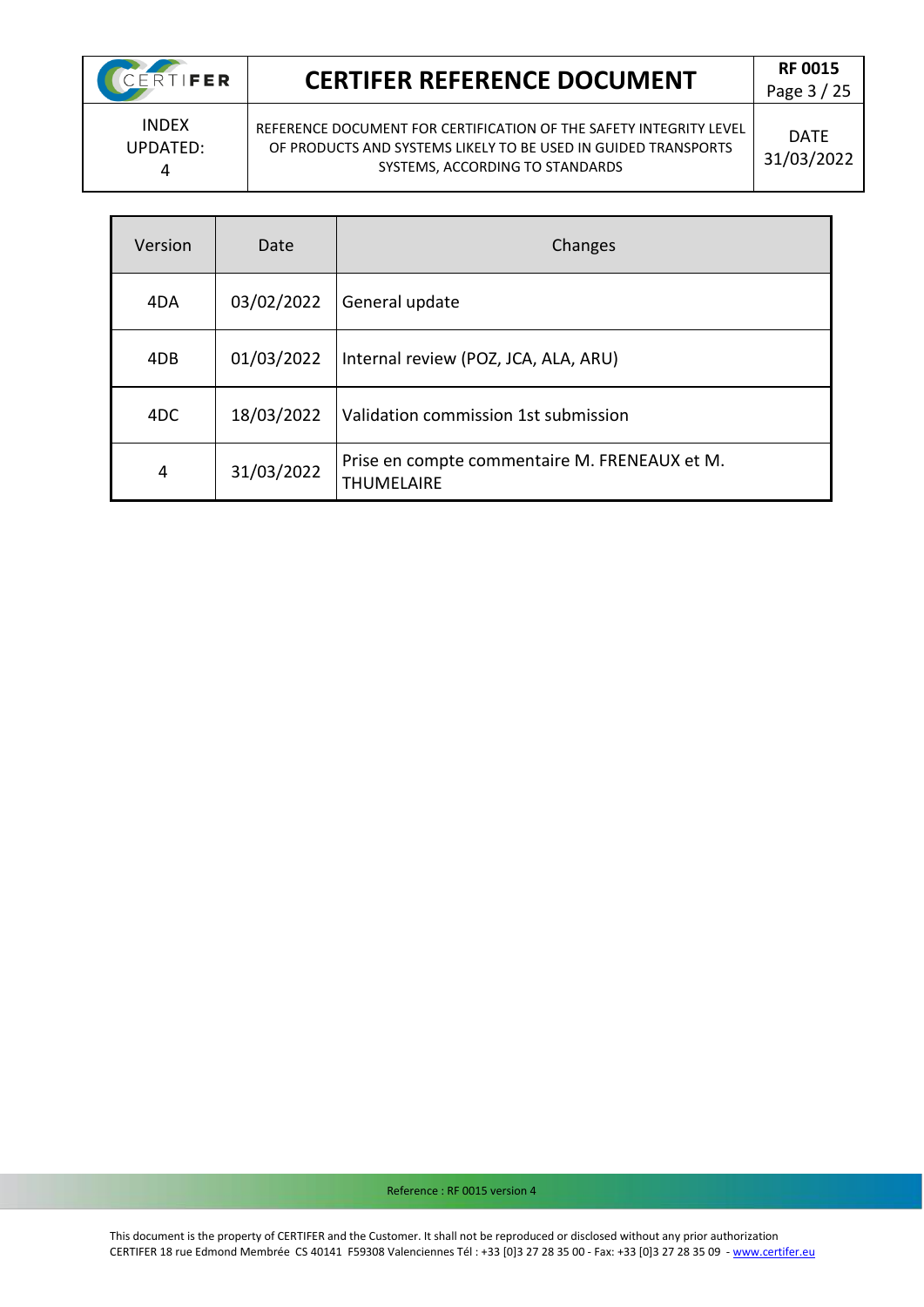| Version | Date | Changes |
|---|---|---|
| 4DA | 03/02/2022 | General update |
| 4DB | 01/03/2022 | Internal review (POZ, JCA, ALA, ARU) |
| 4DC | 18/03/2022 | Validation commission 1st submission |
| 4 | 31/03/2022 | Prise en compte commentaire M. FRENEAUX et M. THUMELAIRE |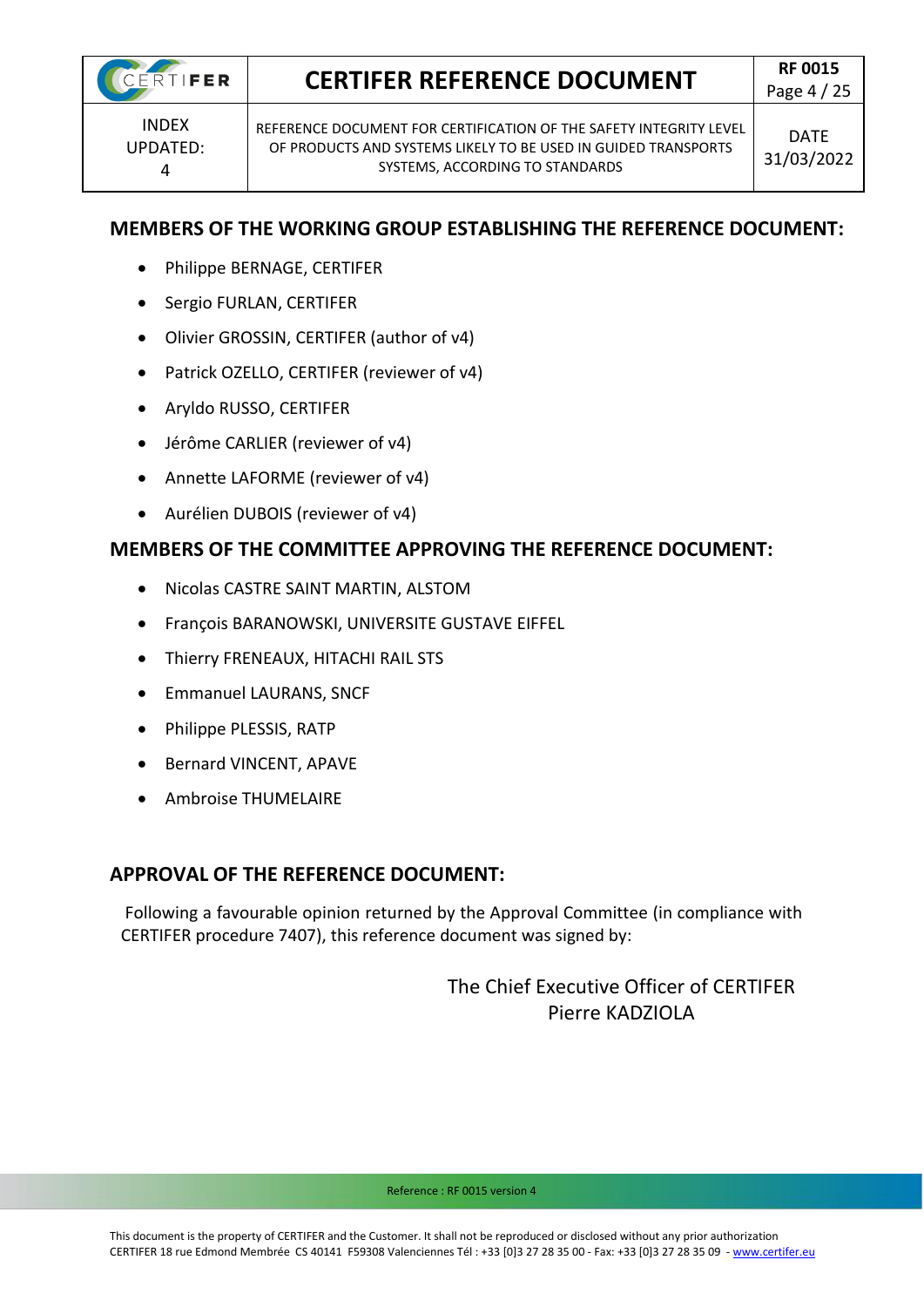## MEMBERS OF THE WORKING GROUP ESTABLISHING THE REFERENCE DOCUMENT:

- Philippe BERNAGE, CERTIFER
- Sergio FURLAN, CERTIFER
- Olivier GROSSIN, CERTIFER (author of v4)
- Patrick OZELLO, CERTIFER (reviewer of v4)
- Aryldo RUSSO, CERTIFER
- Jérôme CARLIER (reviewer of v4)
- Annette LAFORME (reviewer of v4)
- Aurélien DUBOIS (reviewer of v4)

## MEMBERS OF THE COMMITTEE APPROVING THE REFERENCE DOCUMENT:

- Nicolas CASTRE SAINT MARTIN, ALSTOM
- François BARANOWSKI, UNIVERSITE GUSTAVE EIFFEL
- Thierry FRENEAUX, HITACHI RAIL STS
- Emmanuel LAURANS, SNCF
- Philippe PLESSIS, RATP
- Bernard VINCENT, APAVE
- Ambroise THUMELAIRE

## APPROVAL OF THE REFERENCE DOCUMENT:

Following a favourable opinion returned by the Approval Committee (in compliance with CERTIFER procedure 7407), this reference document was signed by:

The Chief Executive Officer of CERTIFER
Pierre KADZIOLA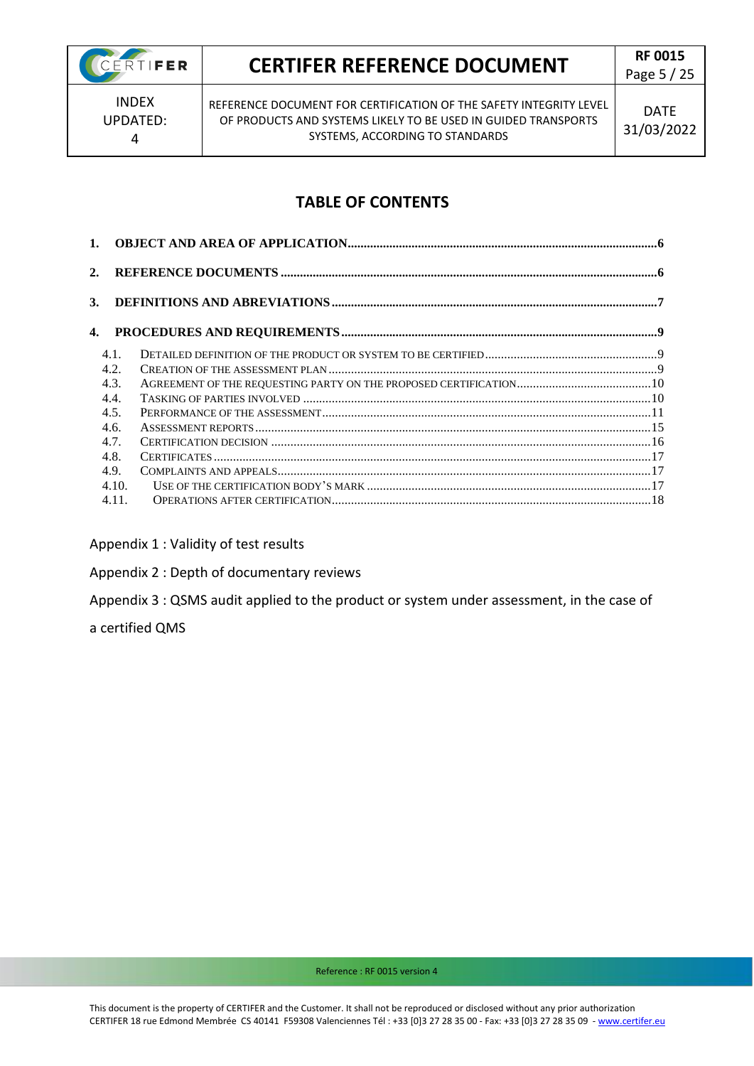## TABLE OF CONTENTS

1. OBJECT AND AREA OF APPLICATION ....................................................6
2. REFERENCE DOCUMENTS ....................................................6
3. DEFINITIONS AND ABREVIATIONS ....................................................7
4. PROCEDURES AND REQUIREMENTS ....................................................9
   - 4.1. DETAILED DEFINITION OF THE PRODUCT OR SYSTEM TO BE CERTIFIED ....................................................9
   - 4.2. CREATION OF THE ASSESSMENT PLAN ....................................................9
   - 4.3. AGREEMENT OF THE REQUESTING PARTY ON THE PROPOSED CERTIFICATION ....................................................10
   - 4.4. TASKING OF PARTIES INVOLVED ....................................................10
   - 4.5. PERFORMANCE OF THE ASSESSMENT ....................................................11
   - 4.6. ASSESSMENT REPORTS ....................................................15
   - 4.7. CERTIFICATION DECISION ....................................................16
   - 4.8. CERTIFICATES ....................................................17
   - 4.9. COMPLAINTS AND APPEALS ....................................................17
   - 4.10. USE OF THE CERTIFICATION BODY'S MARK ....................................................17
   - 4.11. OPERATIONS AFTER CERTIFICATION ....................................................18

Appendix 1 : Validity of test results

Appendix 2 : Depth of documentary reviews

Appendix 3 : QSMS audit applied to the product or system under assessment, in the case of a certified QMS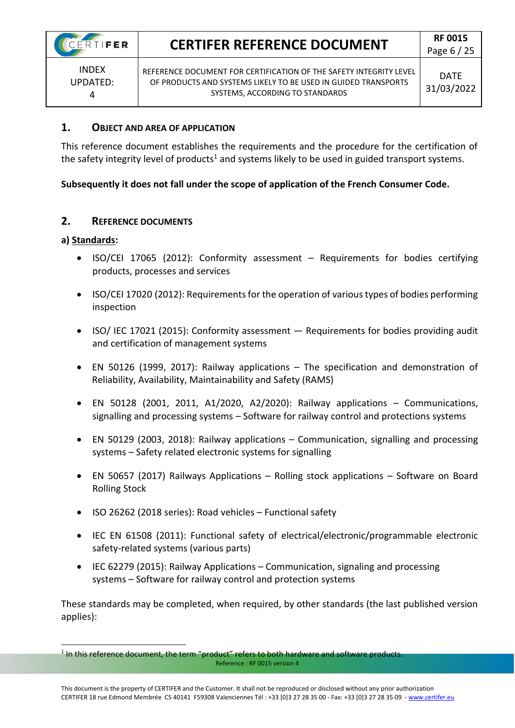## 1. Object and Area of Application

This reference document establishes the requirements and the procedure for the certification of the safety integrity level of products[1] and systems likely to be used in guided transport systems.

**Subsequently it does not fall under the scope of application of the French Consumer Code.**

## 2. Reference Documents

**a) Standards:**

- ISO/CEI 17065 (2012): Conformity assessment – Requirements for bodies certifying products, processes and services
- ISO/CEI 17020 (2012): Requirements for the operation of various types of bodies performing inspection
- ISO/ IEC 17021 (2015): Conformity assessment — Requirements for bodies providing audit and certification of management systems
- EN 50126 (1999, 2017): Railway applications – The specification and demonstration of Reliability, Availability, Maintainability and Safety (RAMS)
- EN 50128 (2001, 2011, A1/2020, A2/2020): Railway applications – Communications, signalling and processing systems – Software for railway control and protections systems
- EN 50129 (2003, 2018): Railway applications – Communication, signalling and processing systems – Safety related electronic systems for signalling
- EN 50657 (2017) Railways Applications – Rolling stock applications – Software on Board Rolling Stock
- ISO 26262 (2018 series): Road vehicles – Functional safety
- IEC EN 61508 (2011): Functional safety of electrical/electronic/programmable electronic safety-related systems (various parts)
- IEC 62279 (2015): Railway Applications – Communication, signaling and processing systems – Software for railway control and protection systems

These standards may be completed, when required, by other standards (the last published version applies):

[1] In this reference document, the term "product" refers to both hardware and software products.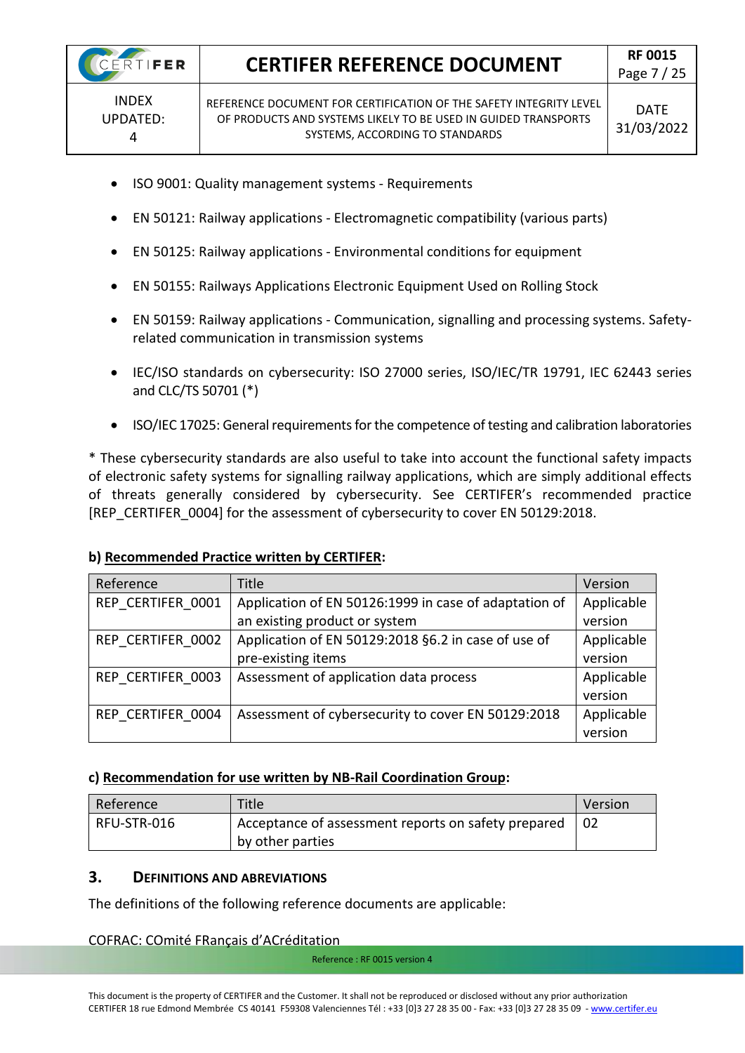- ISO 9001: Quality management systems - Requirements
- EN 50121: Railway applications - Electromagnetic compatibility (various parts)
- EN 50125: Railway applications - Environmental conditions for equipment
- EN 50155: Railways Applications Electronic Equipment Used on Rolling Stock
- EN 50159: Railway applications - Communication, signalling and processing systems. Safety-related communication in transmission systems
- IEC/ISO standards on cybersecurity: ISO 27000 series, ISO/IEC/TR 19791, IEC 62443 series and CLC/TS 50701 (*)
- ISO/IEC 17025: General requirements for the competence of testing and calibration laboratories

* These cybersecurity standards are also useful to take into account the functional safety impacts of electronic safety systems for signalling railway applications, which are simply additional effects of threats generally considered by cybersecurity. See CERTIFER's recommended practice [REP_CERTIFER_0004] for the assessment of cybersecurity to cover EN 50129:2018.

**b) Recommended Practice written by CERTIFER:**

| Reference | Title | Version |
|---|---|---|
| REP_CERTIFER_0001 | Application of EN 50126:1999 in case of adaptation of an existing product or system | Applicable version |
| REP_CERTIFER_0002 | Application of EN 50129:2018 §6.2 in case of use of pre-existing items | Applicable version |
| REP_CERTIFER_0003 | Assessment of application data process | Applicable version |
| REP_CERTIFER_0004 | Assessment of cybersecurity to cover EN 50129:2018 | Applicable version |

**c) Recommendation for use written by NB-Rail Coordination Group:**

| Reference | Title | Version |
|---|---|---|
| RFU-STR-016 | Acceptance of assessment reports on safety prepared by other parties | 02 |

## 3. DEFINITIONS AND ABREVIATIONS

The definitions of the following reference documents are applicable:

COFRAC: COmité FRançais d'ACréditation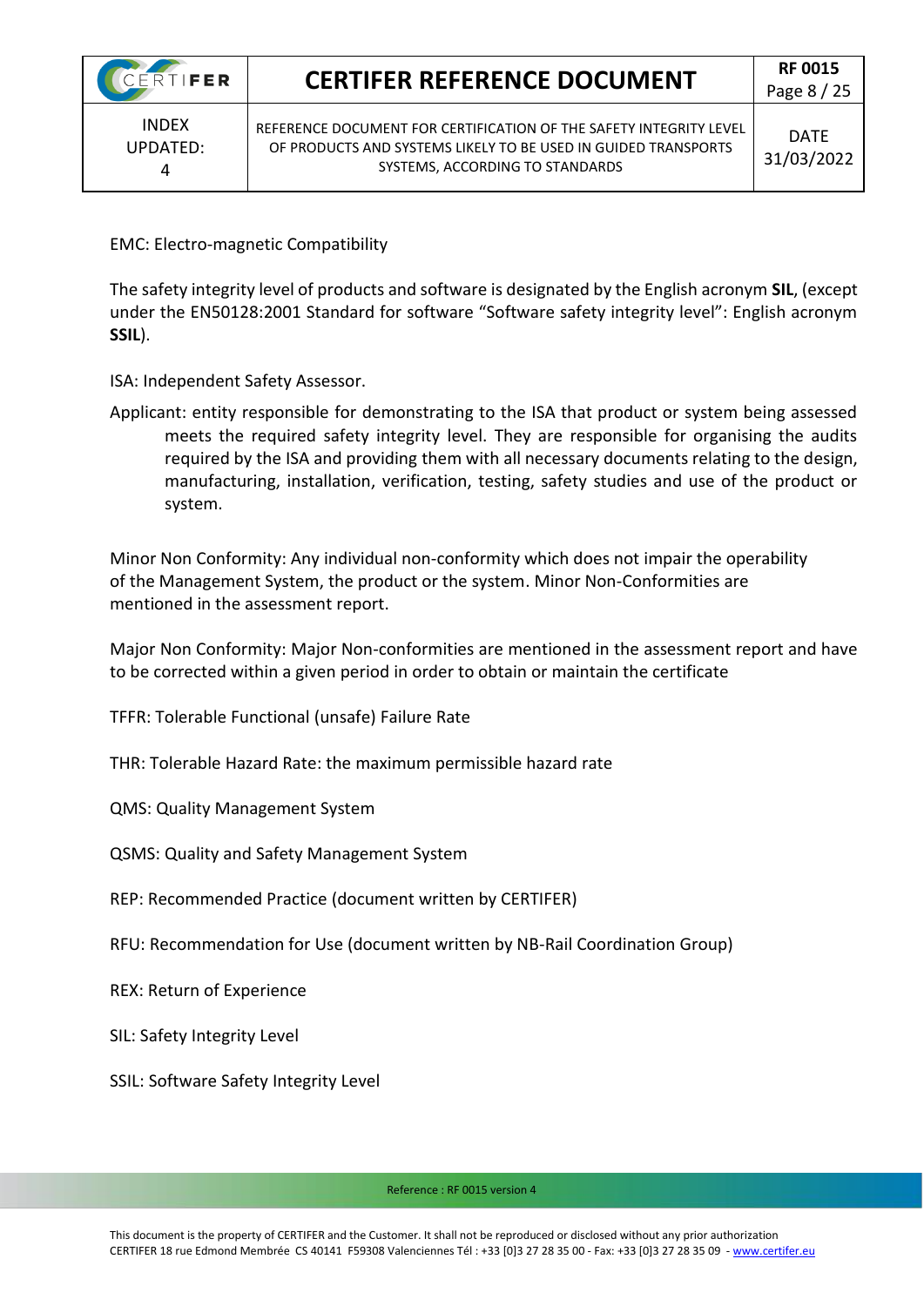EMC: Electro-magnetic Compatibility

The safety integrity level of products and software is designated by the English acronym **SIL**, (except under the EN50128:2001 Standard for software "Software safety integrity level": English acronym **SSIL**).

ISA: Independent Safety Assessor.

Applicant: entity responsible for demonstrating to the ISA that product or system being assessed meets the required safety integrity level. They are responsible for organising the audits required by the ISA and providing them with all necessary documents relating to the design, manufacturing, installation, verification, testing, safety studies and use of the product or system.

Minor Non Conformity: Any individual non-conformity which does not impair the operability of the Management System, the product or the system. Minor Non-Conformities are mentioned in the assessment report.

Major Non Conformity: Major Non-conformities are mentioned in the assessment report and have to be corrected within a given period in order to obtain or maintain the certificate

TFFR: Tolerable Functional (unsafe) Failure Rate

THR: Tolerable Hazard Rate: the maximum permissible hazard rate

QMS: Quality Management System

QSMS: Quality and Safety Management System

REP: Recommended Practice (document written by CERTIFER)

RFU: Recommendation for Use (document written by NB-Rail Coordination Group)

REX: Return of Experience

SIL: Safety Integrity Level

SSIL: Software Safety Integrity Level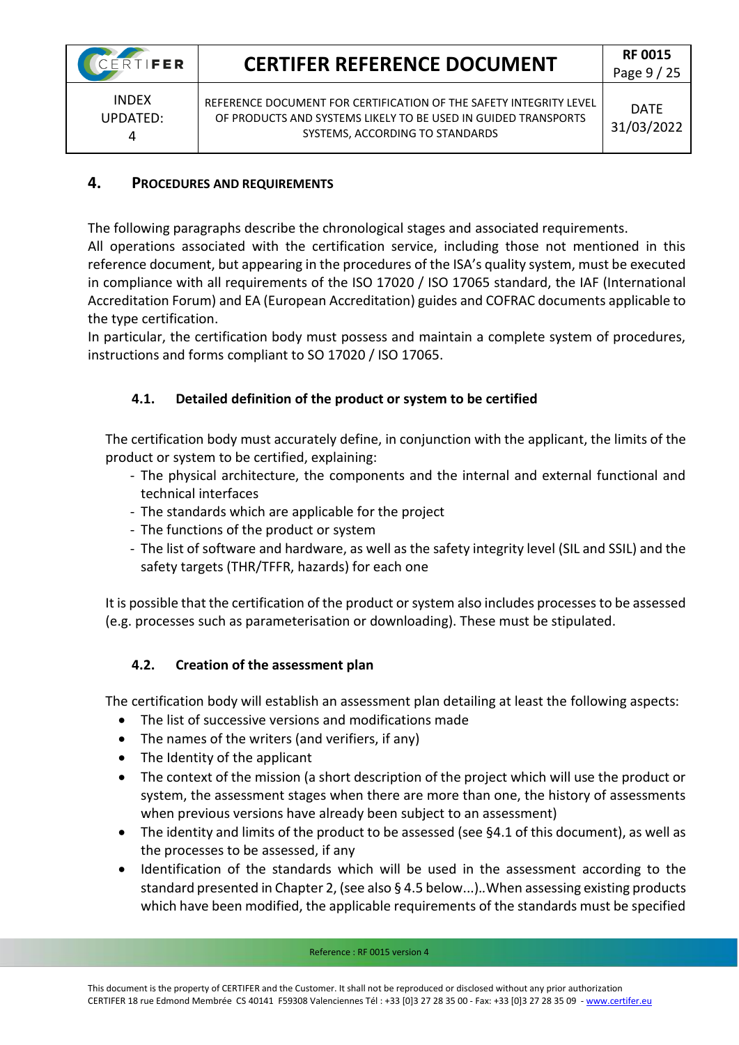## 4. Procedures and Requirements

The following paragraphs describe the chronological stages and associated requirements.
All operations associated with the certification service, including those not mentioned in this reference document, but appearing in the procedures of the ISA's quality system, must be executed in compliance with all requirements of the ISO 17020 / ISO 17065 standard, the IAF (International Accreditation Forum) and EA (European Accreditation) guides and COFRAC documents applicable to the type certification.
In particular, the certification body must possess and maintain a complete system of procedures, instructions and forms compliant to SO 17020 / ISO 17065.

### 4.1. Detailed definition of the product or system to be certified

The certification body must accurately define, in conjunction with the applicant, the limits of the product or system to be certified, explaining:

- The physical architecture, the components and the internal and external functional and technical interfaces
- The standards which are applicable for the project
- The functions of the product or system
- The list of software and hardware, as well as the safety integrity level (SIL and SSIL) and the safety targets (THR/TFFR, hazards) for each one

It is possible that the certification of the product or system also includes processes to be assessed (e.g. processes such as parameterisation or downloading). These must be stipulated.

### 4.2. Creation of the assessment plan

The certification body will establish an assessment plan detailing at least the following aspects:

- The list of successive versions and modifications made
- The names of the writers (and verifiers, if any)
- The Identity of the applicant
- The context of the mission (a short description of the project which will use the product or system, the assessment stages when there are more than one, the history of assessments when previous versions have already been subject to an assessment)
- The identity and limits of the product to be assessed (see §4.1 of this document), as well as the processes to be assessed, if any
- Identification of the standards which will be used in the assessment according to the standard presented in Chapter 2, (see also § 4.5 below...)..When assessing existing products which have been modified, the applicable requirements of the standards must be specified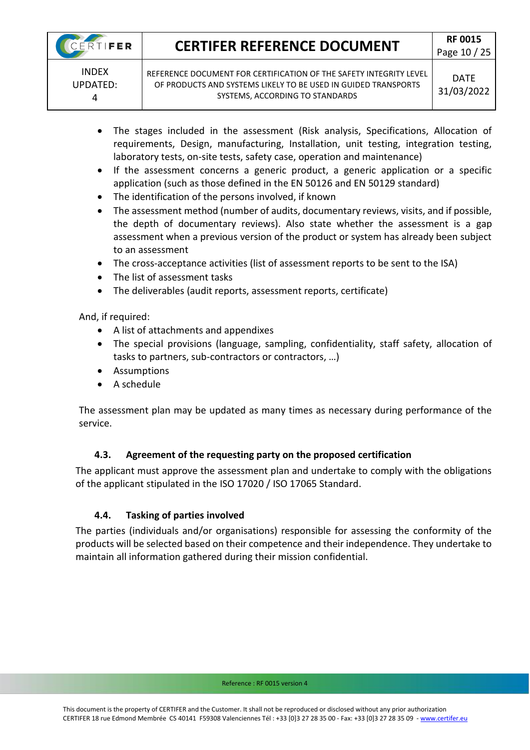- The stages included in the assessment (Risk analysis, Specifications, Allocation of requirements, Design, manufacturing, Installation, unit testing, integration testing, laboratory tests, on-site tests, safety case, operation and maintenance)
- If the assessment concerns a generic product, a generic application or a specific application (such as those defined in the EN 50126 and EN 50129 standard)
- The identification of the persons involved, if known
- The assessment method (number of audits, documentary reviews, visits, and if possible, the depth of documentary reviews). Also state whether the assessment is a gap assessment when a previous version of the product or system has already been subject to an assessment
- The cross-acceptance activities (list of assessment reports to be sent to the ISA)
- The list of assessment tasks
- The deliverables (audit reports, assessment reports, certificate)

And, if required:

- A list of attachments and appendixes
- The special provisions (language, sampling, confidentiality, staff safety, allocation of tasks to partners, sub-contractors or contractors, …)
- Assumptions
- A schedule

The assessment plan may be updated as many times as necessary during performance of the service.

### 4.3. Agreement of the requesting party on the proposed certification

The applicant must approve the assessment plan and undertake to comply with the obligations of the applicant stipulated in the ISO 17020 / ISO 17065 Standard.

### 4.4. Tasking of parties involved

The parties (individuals and/or organisations) responsible for assessing the conformity of the products will be selected based on their competence and their independence. They undertake to maintain all information gathered during their mission confidential.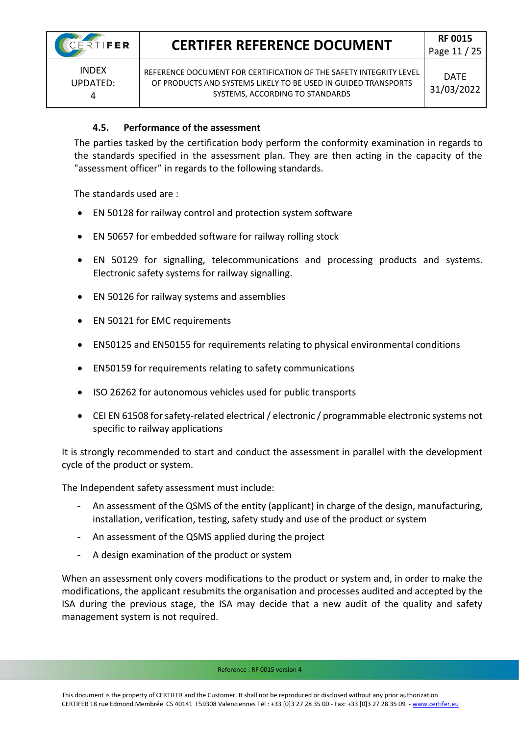### 4.5. Performance of the assessment

The parties tasked by the certification body perform the conformity examination in regards to the standards specified in the assessment plan. They are then acting in the capacity of the "assessment officer" in regards to the following standards.

The standards used are :

- EN 50128 for railway control and protection system software
- EN 50657 for embedded software for railway rolling stock
- EN 50129 for signalling, telecommunications and processing products and systems. Electronic safety systems for railway signalling.
- EN 50126 for railway systems and assemblies
- EN 50121 for EMC requirements
- EN50125 and EN50155 for requirements relating to physical environmental conditions
- EN50159 for requirements relating to safety communications
- ISO 26262 for autonomous vehicles used for public transports
- CEI EN 61508 for safety-related electrical / electronic / programmable electronic systems not specific to railway applications

It is strongly recommended to start and conduct the assessment in parallel with the development cycle of the product or system.

The Independent safety assessment must include:

- An assessment of the QSMS of the entity (applicant) in charge of the design, manufacturing, installation, verification, testing, safety study and use of the product or system
- An assessment of the QSMS applied during the project
- A design examination of the product or system

When an assessment only covers modifications to the product or system and, in order to make the modifications, the applicant resubmits the organisation and processes audited and accepted by the ISA during the previous stage, the ISA may decide that a new audit of the quality and safety management system is not required.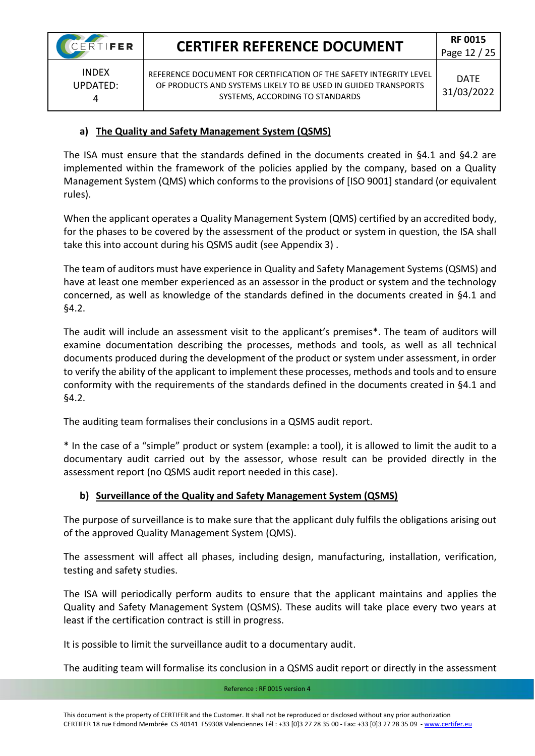#### a) The Quality and Safety Management System (QSMS)

The ISA must ensure that the standards defined in the documents created in §4.1 and §4.2 are implemented within the framework of the policies applied by the company, based on a Quality Management System (QMS) which conforms to the provisions of [ISO 9001] standard (or equivalent rules).

When the applicant operates a Quality Management System (QMS) certified by an accredited body, for the phases to be covered by the assessment of the product or system in question, the ISA shall take this into account during his QSMS audit (see Appendix 3) .

The team of auditors must have experience in Quality and Safety Management Systems (QSMS) and have at least one member experienced as an assessor in the product or system and the technology concerned, as well as knowledge of the standards defined in the documents created in §4.1 and §4.2.

The audit will include an assessment visit to the applicant's premises*. The team of auditors will examine documentation describing the processes, methods and tools, as well as all technical documents produced during the development of the product or system under assessment, in order to verify the ability of the applicant to implement these processes, methods and tools and to ensure conformity with the requirements of the standards defined in the documents created in §4.1 and §4.2.

The auditing team formalises their conclusions in a QSMS audit report.

* In the case of a "simple" product or system (example: a tool), it is allowed to limit the audit to a documentary audit carried out by the assessor, whose result can be provided directly in the assessment report (no QSMS audit report needed in this case).

#### b) Surveillance of the Quality and Safety Management System (QSMS)

The purpose of surveillance is to make sure that the applicant duly fulfils the obligations arising out of the approved Quality Management System (QMS).

The assessment will affect all phases, including design, manufacturing, installation, verification, testing and safety studies.

The ISA will periodically perform audits to ensure that the applicant maintains and applies the Quality and Safety Management System (QSMS). These audits will take place every two years at least if the certification contract is still in progress.

It is possible to limit the surveillance audit to a documentary audit.

The auditing team will formalise its conclusion in a QSMS audit report or directly in the assessment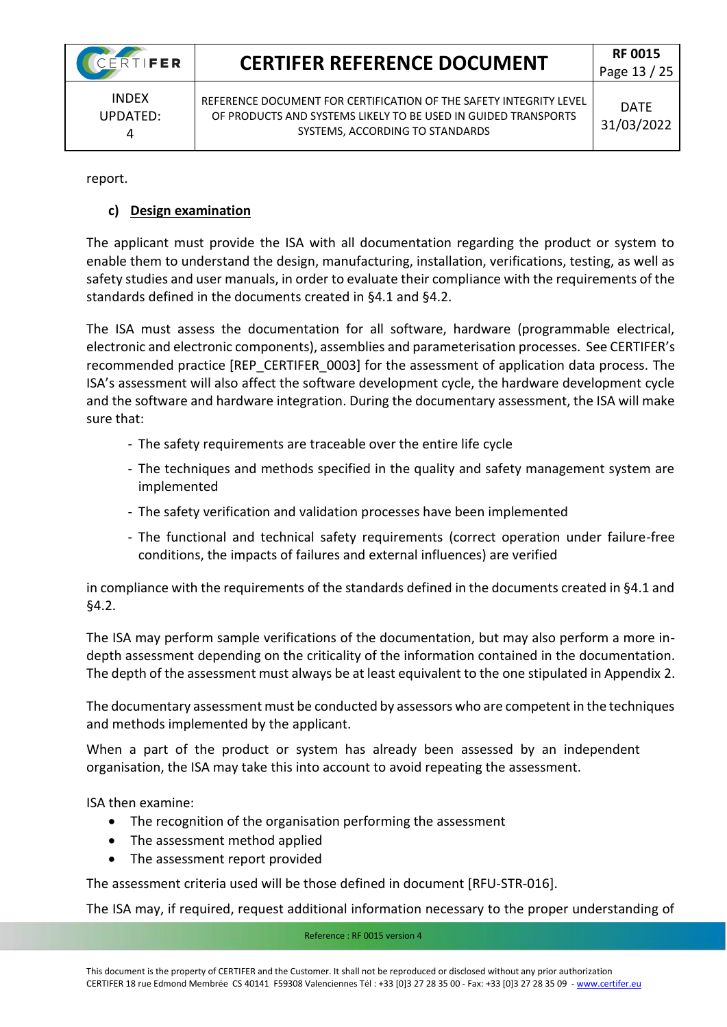report.

**c) Design examination**

The applicant must provide the ISA with all documentation regarding the product or system to enable them to understand the design, manufacturing, installation, verifications, testing, as well as safety studies and user manuals, in order to evaluate their compliance with the requirements of the standards defined in the documents created in §4.1 and §4.2.

The ISA must assess the documentation for all software, hardware (programmable electrical, electronic and electronic components), assemblies and parameterisation processes. See CERTIFER's recommended practice [REP_CERTIFER_0003] for the assessment of application data process. The ISA's assessment will also affect the software development cycle, the hardware development cycle and the software and hardware integration. During the documentary assessment, the ISA will make sure that:

- The safety requirements are traceable over the entire life cycle
- The techniques and methods specified in the quality and safety management system are implemented
- The safety verification and validation processes have been implemented
- The functional and technical safety requirements (correct operation under failure-free conditions, the impacts of failures and external influences) are verified

in compliance with the requirements of the standards defined in the documents created in §4.1 and §4.2.

The ISA may perform sample verifications of the documentation, but may also perform a more in-depth assessment depending on the criticality of the information contained in the documentation. The depth of the assessment must always be at least equivalent to the one stipulated in Appendix 2.

The documentary assessment must be conducted by assessors who are competent in the techniques and methods implemented by the applicant.

When a part of the product or system has already been assessed by an independent organisation, the ISA may take this into account to avoid repeating the assessment.

ISA then examine:

- The recognition of the organisation performing the assessment
- The assessment method applied
- The assessment report provided

The assessment criteria used will be those defined in document [RFU-STR-016].

The ISA may, if required, request additional information necessary to the proper understanding of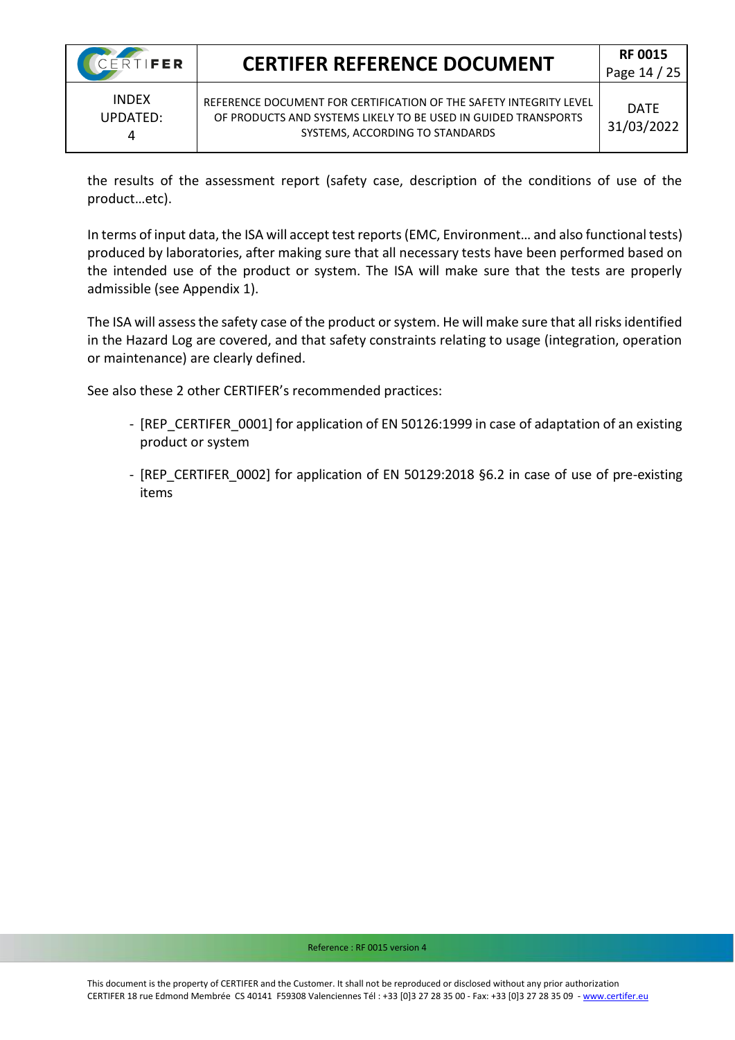the results of the assessment report (safety case, description of the conditions of use of the product…etc).

In terms of input data, the ISA will accept test reports (EMC, Environment… and also functional tests) produced by laboratories, after making sure that all necessary tests have been performed based on the intended use of the product or system. The ISA will make sure that the tests are properly admissible (see Appendix 1).

The ISA will assess the safety case of the product or system. He will make sure that all risks identified in the Hazard Log are covered, and that safety constraints relating to usage (integration, operation or maintenance) are clearly defined.

See also these 2 other CERTIFER's recommended practices:

- [REP_CERTIFER_0001] for application of EN 50126:1999 in case of adaptation of an existing product or system
- [REP_CERTIFER_0002] for application of EN 50129:2018 §6.2 in case of use of pre-existing items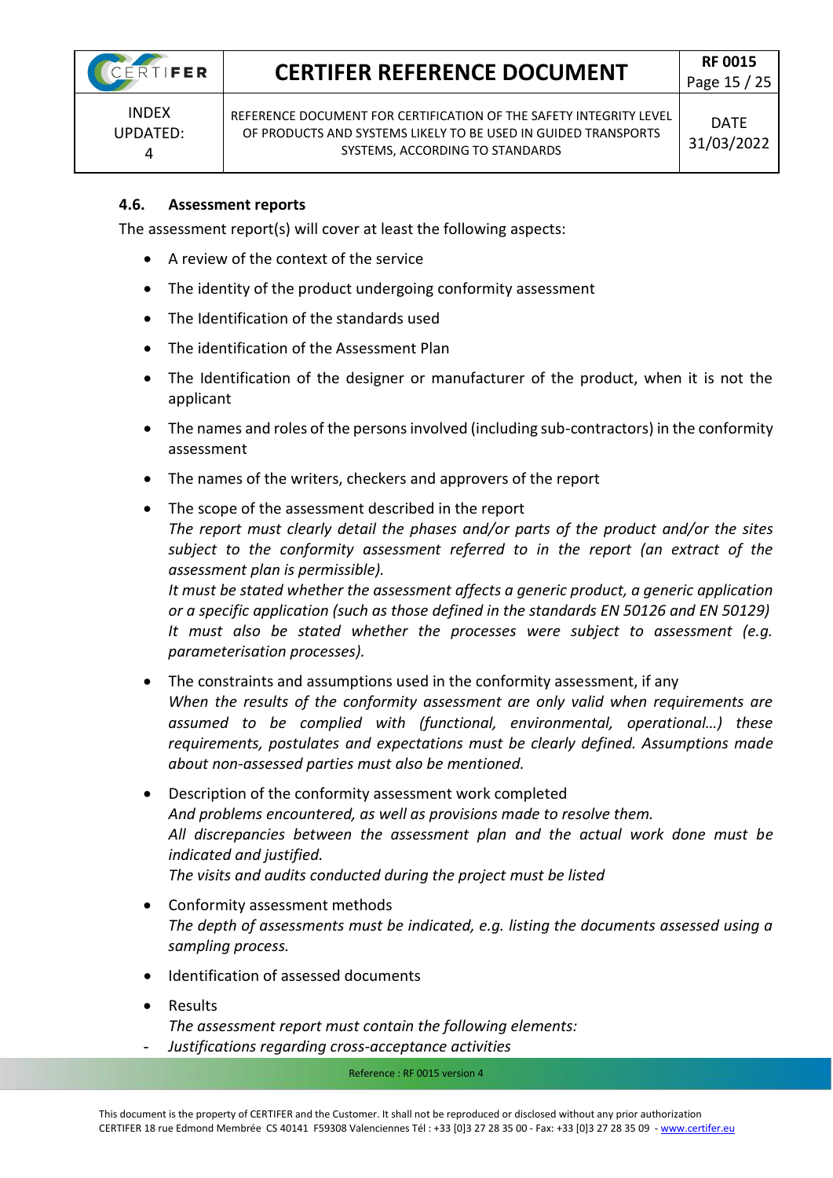### 4.6. Assessment reports

The assessment report(s) will cover at least the following aspects:

- A review of the context of the service
- The identity of the product undergoing conformity assessment
- The Identification of the standards used
- The identification of the Assessment Plan
- The Identification of the designer or manufacturer of the product, when it is not the applicant
- The names and roles of the persons involved (including sub-contractors) in the conformity assessment
- The names of the writers, checkers and approvers of the report
- The scope of the assessment described in the report
  *The report must clearly detail the phases and/or parts of the product and/or the sites subject to the conformity assessment referred to in the report (an extract of the assessment plan is permissible).*
  *It must be stated whether the assessment affects a generic product, a generic application or a specific application (such as those defined in the standards EN 50126 and EN 50129)*
  *It must also be stated whether the processes were subject to assessment (e.g. parameterisation processes).*
- The constraints and assumptions used in the conformity assessment, if any
  *When the results of the conformity assessment are only valid when requirements are assumed to be complied with (functional, environmental, operational…) these requirements, postulates and expectations must be clearly defined. Assumptions made about non-assessed parties must also be mentioned.*
- Description of the conformity assessment work completed
  *And problems encountered, as well as provisions made to resolve them.*
  *All discrepancies between the assessment plan and the actual work done must be indicated and justified.*
  *The visits and audits conducted during the project must be listed*
- Conformity assessment methods
  *The depth of assessments must be indicated, e.g. listing the documents assessed using a sampling process.*
- Identification of assessed documents
- Results
  *The assessment report must contain the following elements:*

- *Justifications regarding cross-acceptance activities*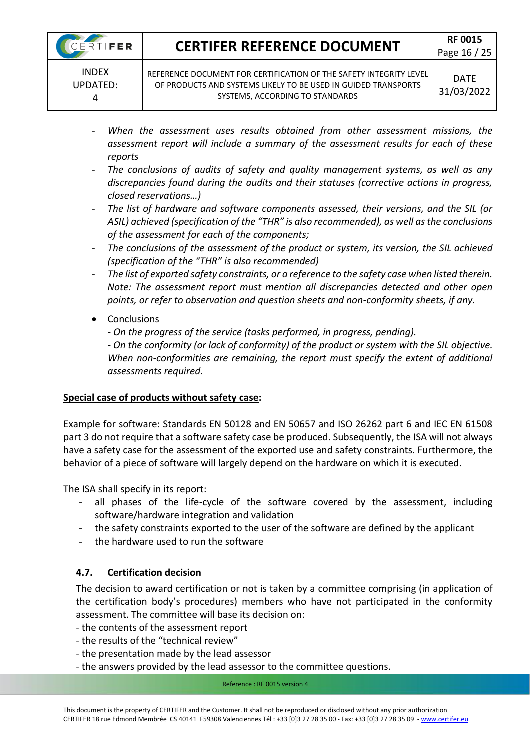- *When the assessment uses results obtained from other assessment missions, the assessment report will include a summary of the assessment results for each of these reports*
- *The conclusions of audits of safety and quality management systems, as well as any discrepancies found during the audits and their statuses (corrective actions in progress, closed reservations…)*
- *The list of hardware and software components assessed, their versions, and the SIL (or ASIL) achieved (specification of the "THR" is also recommended), as well as the conclusions of the assessment for each of the components;*
- *The conclusions of the assessment of the product or system, its version, the SIL achieved (specification of the "THR" is also recommended)*
- *The list of exported safety constraints, or a reference to the safety case when listed therein. Note: The assessment report must mention all discrepancies detected and other open points, or refer to observation and question sheets and non-conformity sheets, if any.*

- Conclusions
  - *On the progress of the service (tasks performed, in progress, pending).*
  - *On the conformity (or lack of conformity) of the product or system with the SIL objective. When non-conformities are remaining, the report must specify the extent of additional assessments required.*

**Special case of products without safety case:**

Example for software: Standards EN 50128 and EN 50657 and ISO 26262 part 6 and IEC EN 61508 part 3 do not require that a software safety case be produced. Subsequently, the ISA will not always have a safety case for the assessment of the exported use and safety constraints. Furthermore, the behavior of a piece of software will largely depend on the hardware on which it is executed.

The ISA shall specify in its report:

- all phases of the life-cycle of the software covered by the assessment, including software/hardware integration and validation
- the safety constraints exported to the user of the software are defined by the applicant
- the hardware used to run the software

### 4.7. Certification decision

The decision to award certification or not is taken by a committee comprising (in application of the certification body's procedures) members who have not participated in the conformity assessment. The committee will base its decision on:

- the contents of the assessment report
- the results of the "technical review"
- the presentation made by the lead assessor
- the answers provided by the lead assessor to the committee questions.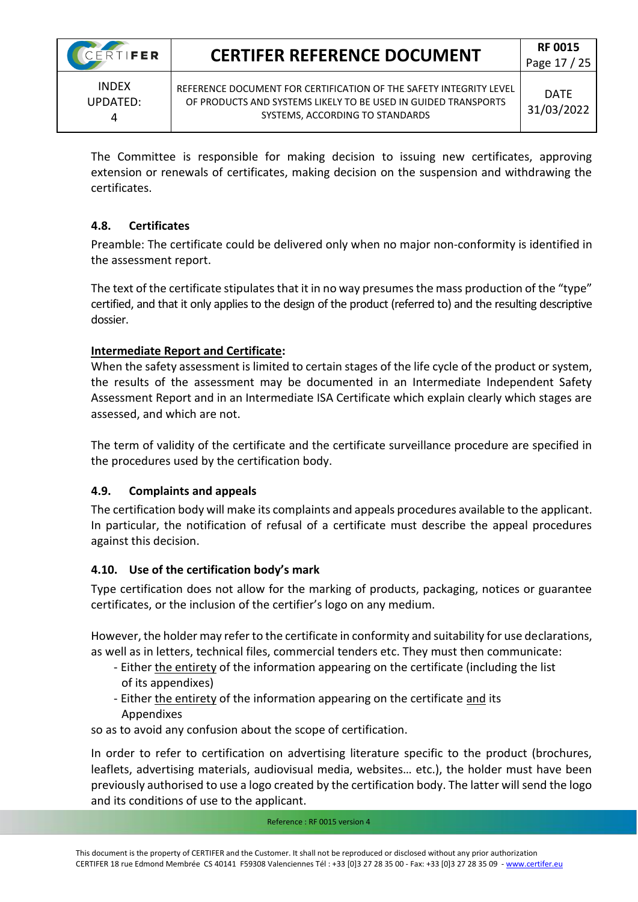The Committee is responsible for making decision to issuing new certificates, approving extension or renewals of certificates, making decision on the suspension and withdrawing the certificates.

### 4.8. Certificates

Preamble: The certificate could be delivered only when no major non-conformity is identified in the assessment report.

The text of the certificate stipulates that it in no way presumes the mass production of the "type" certified, and that it only applies to the design of the product (referred to) and the resulting descriptive dossier.

**Intermediate Report and Certificate:**

When the safety assessment is limited to certain stages of the life cycle of the product or system, the results of the assessment may be documented in an Intermediate Independent Safety Assessment Report and in an Intermediate ISA Certificate which explain clearly which stages are assessed, and which are not.

The term of validity of the certificate and the certificate surveillance procedure are specified in the procedures used by the certification body.

### 4.9. Complaints and appeals

The certification body will make its complaints and appeals procedures available to the applicant. In particular, the notification of refusal of a certificate must describe the appeal procedures against this decision.

### 4.10. Use of the certification body's mark

Type certification does not allow for the marking of products, packaging, notices or guarantee certificates, or the inclusion of the certifier's logo on any medium.

However, the holder may refer to the certificate in conformity and suitability for use declarations, as well as in letters, technical files, commercial tenders etc. They must then communicate:

- Either the entirety of the information appearing on the certificate (including the list of its appendixes)
- Either the entirety of the information appearing on the certificate and its Appendixes

so as to avoid any confusion about the scope of certification.

In order to refer to certification on advertising literature specific to the product (brochures, leaflets, advertising materials, audiovisual media, websites… etc.), the holder must have been previously authorised to use a logo created by the certification body. The latter will send the logo and its conditions of use to the applicant.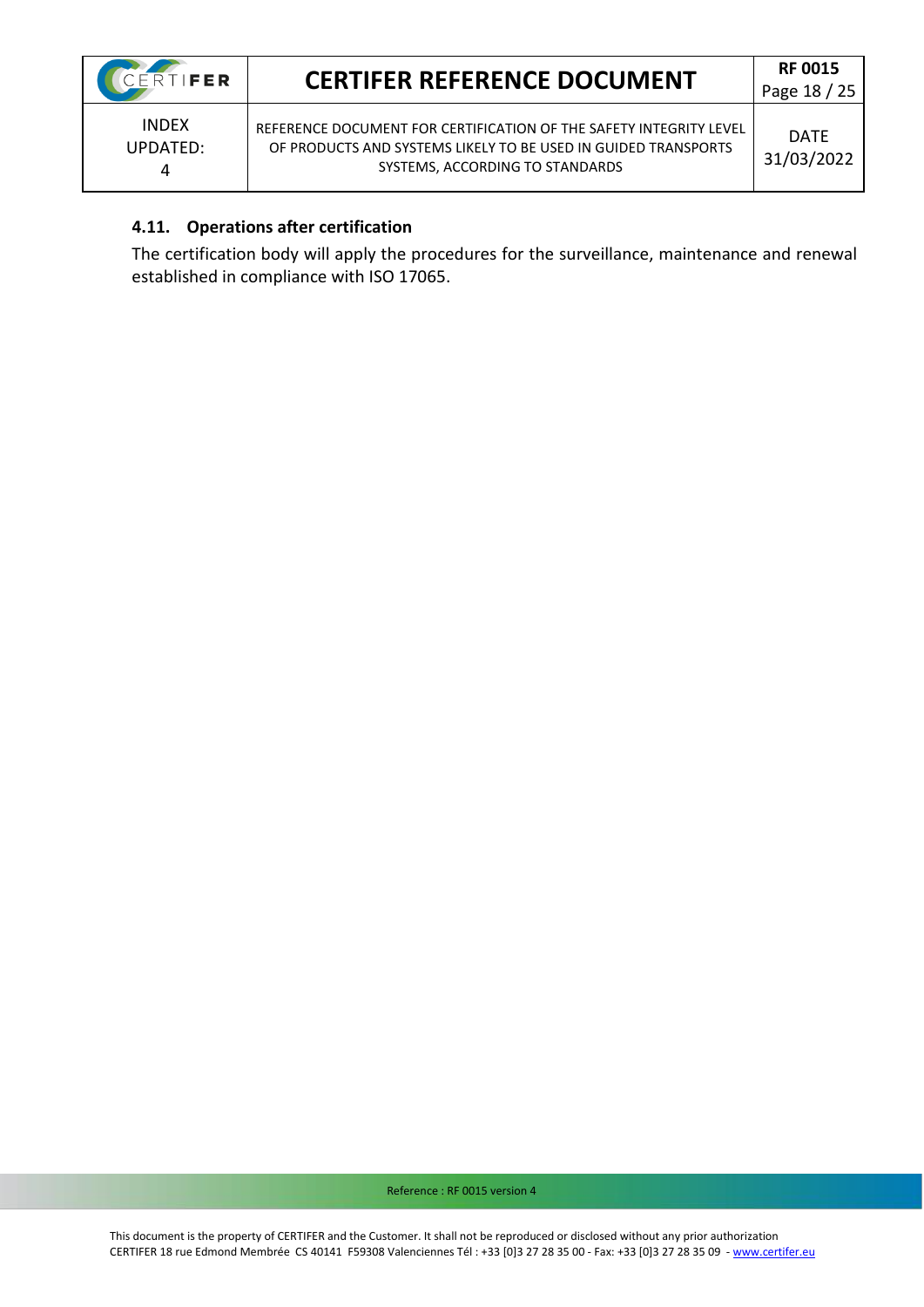### 4.11. Operations after certification

The certification body will apply the procedures for the surveillance, maintenance and renewal established in compliance with ISO 17065.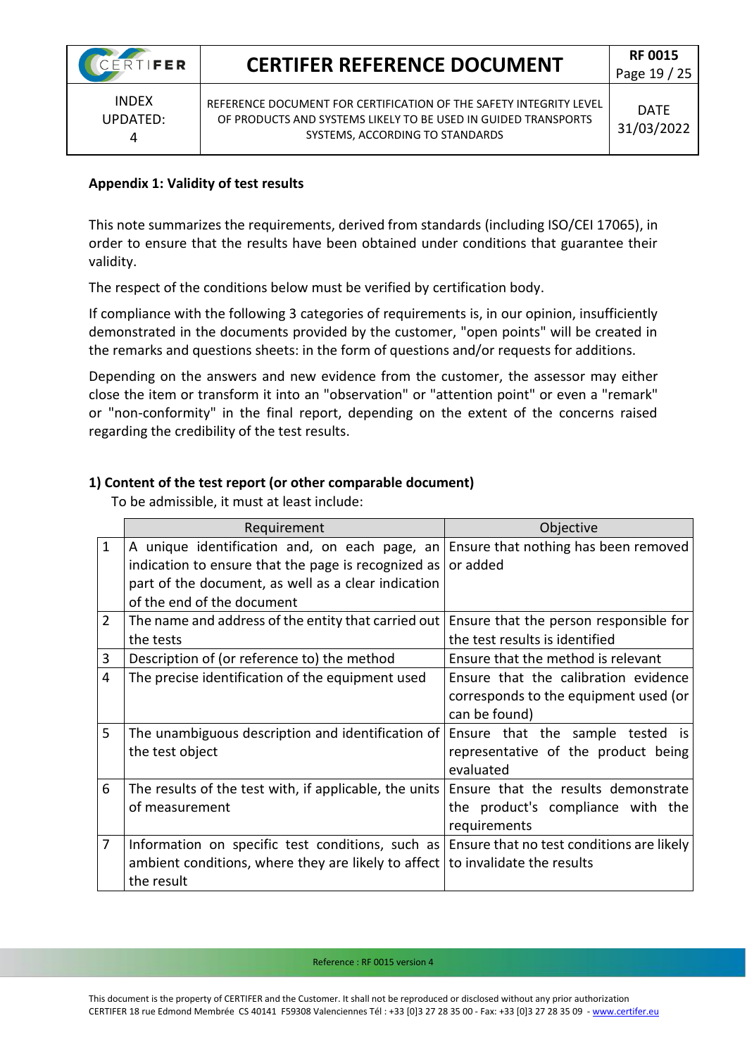## Appendix 1: Validity of test results

This note summarizes the requirements, derived from standards (including ISO/CEI 17065), in order to ensure that the results have been obtained under conditions that guarantee their validity.

The respect of the conditions below must be verified by certification body.

If compliance with the following 3 categories of requirements is, in our opinion, insufficiently demonstrated in the documents provided by the customer, "open points" will be created in the remarks and questions sheets: in the form of questions and/or requests for additions.

Depending on the answers and new evidence from the customer, the assessor may either close the item or transform it into an "observation" or "attention point" or even a "remark" or "non-conformity" in the final report, depending on the extent of the concerns raised regarding the credibility of the test results.

### 1) Content of the test report (or other comparable document)

To be admissible, it must at least include:

| | Requirement | Objective |
|---|---|---|
| 1 | A unique identification and, on each page, an indication to ensure that the page is recognized as part of the document, as well as a clear indication of the end of the document | Ensure that nothing has been removed or added |
| 2 | The name and address of the entity that carried out the tests | Ensure that the person responsible for the test results is identified |
| 3 | Description of (or reference to) the method | Ensure that the method is relevant |
| 4 | The precise identification of the equipment used | Ensure that the calibration evidence corresponds to the equipment used (or can be found) |
| 5 | The unambiguous description and identification of the test object | Ensure that the sample tested is representative of the product being evaluated |
| 6 | The results of the test with, if applicable, the units of measurement | Ensure that the results demonstrate the product's compliance with the requirements |
| 7 | Information on specific test conditions, such as ambient conditions, where they are likely to affect the result | Ensure that no test conditions are likely to invalidate the results |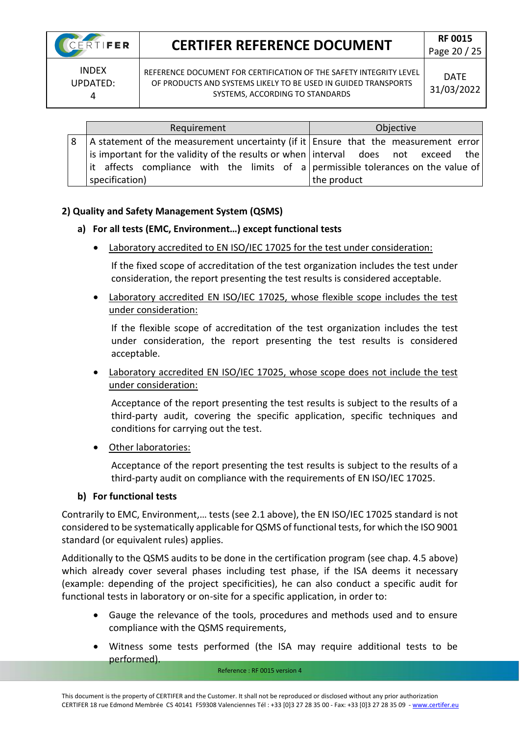| | Requirement | Objective |
|---|---|---|
| 8 | A statement of the measurement uncertainty (if it is important for the validity of the results or when it affects compliance with the limits of a specification) | Ensure that the measurement error interval does not exceed the permissible tolerances on the value of the product |

**2) Quality and Safety Management System (QSMS)**

**a) For all tests (EMC, Environment…) except functional tests**

- Laboratory accredited to EN ISO/IEC 17025 for the test under consideration:

  If the fixed scope of accreditation of the test organization includes the test under consideration, the report presenting the test results is considered acceptable.

- Laboratory accredited EN ISO/IEC 17025, whose flexible scope includes the test under consideration:

  If the flexible scope of accreditation of the test organization includes the test under consideration, the report presenting the test results is considered acceptable.

- Laboratory accredited EN ISO/IEC 17025, whose scope does not include the test under consideration:

  Acceptance of the report presenting the test results is subject to the results of a third-party audit, covering the specific application, specific techniques and conditions for carrying out the test.

- Other laboratories:

  Acceptance of the report presenting the test results is subject to the results of a third-party audit on compliance with the requirements of EN ISO/IEC 17025.

**b) For functional tests**

Contrarily to EMC, Environment,… tests (see 2.1 above), the EN ISO/IEC 17025 standard is not considered to be systematically applicable for QSMS of functional tests, for which the ISO 9001 standard (or equivalent rules) applies.

Additionally to the QSMS audits to be done in the certification program (see chap. 4.5 above) which already cover several phases including test phase, if the ISA deems it necessary (example: depending of the project specificities), he can also conduct a specific audit for functional tests in laboratory or on-site for a specific application, in order to:

- Gauge the relevance of the tools, procedures and methods used and to ensure compliance with the QSMS requirements,
- Witness some tests performed (the ISA may require additional tests to be performed).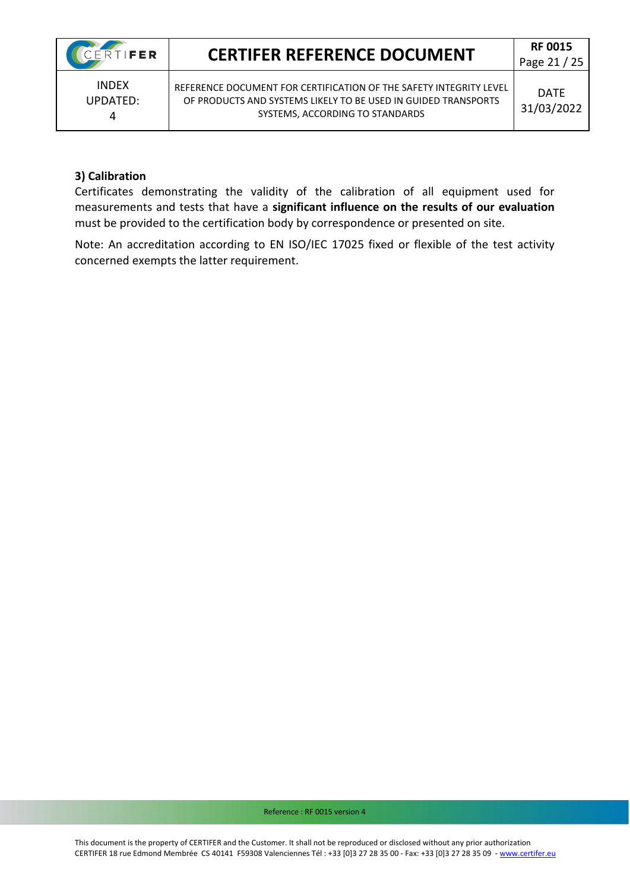**3) Calibration**

Certificates demonstrating the validity of the calibration of all equipment used for measurements and tests that have a **significant influence on the results of our evaluation** must be provided to the certification body by correspondence or presented on site.

Note: An accreditation according to EN ISO/IEC 17025 fixed or flexible of the test activity concerned exempts the latter requirement.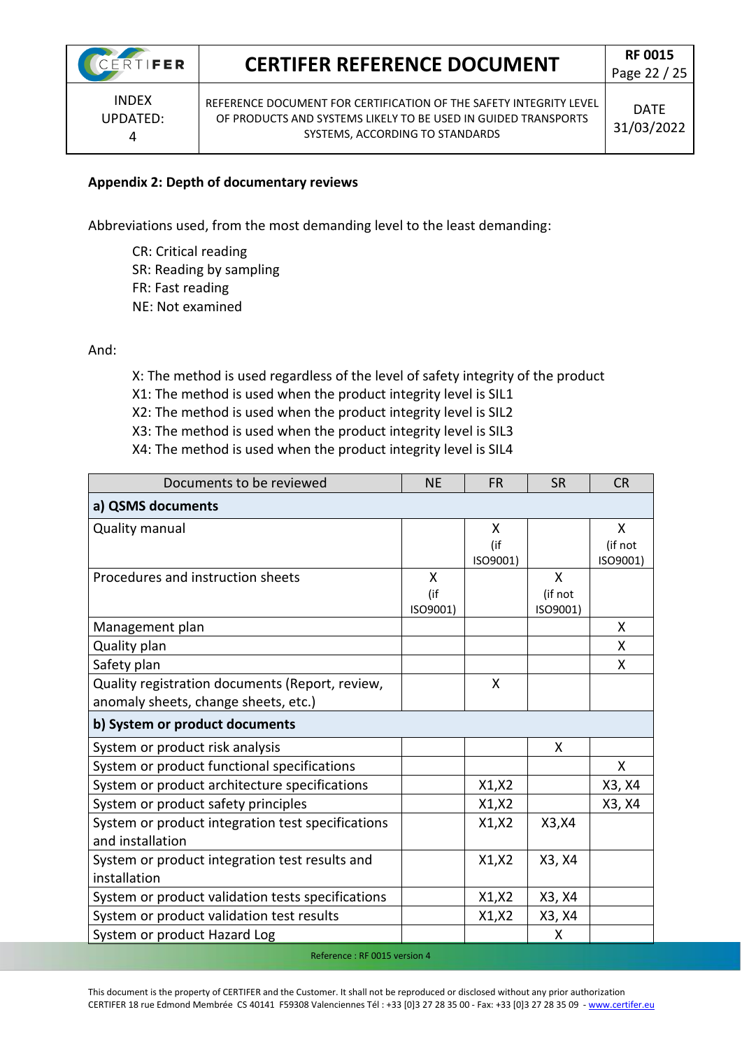**Appendix 2: Depth of documentary reviews**

Abbreviations used, from the most demanding level to the least demanding:

- CR: Critical reading
- SR: Reading by sampling
- FR: Fast reading
- NE: Not examined

And:

- X: The method is used regardless of the level of safety integrity of the product
- X1: The method is used when the product integrity level is SIL1
- X2: The method is used when the product integrity level is SIL2
- X3: The method is used when the product integrity level is SIL3
- X4: The method is used when the product integrity level is SIL4

| Documents to be reviewed | NE | FR | SR | CR |
|---|---|---|---|---|
| **a) QSMS documents** | | | | |
| Quality manual | | X (if ISO9001) | | X (if not ISO9001) |
| Procedures and instruction sheets | X (if ISO9001) | | X (if not ISO9001) | |
| Management plan | | | | X |
| Quality plan | | | | X |
| Safety plan | | | | X |
| Quality registration documents (Report, review, anomaly sheets, change sheets, etc.) | | X | | |
| **b) System or product documents** | | | | |
| System or product risk analysis | | | X | |
| System or product functional specifications | | | | X |
| System or product architecture specifications | | X1,X2 | | X3, X4 |
| System or product safety principles | | X1,X2 | | X3, X4 |
| System or product integration test specifications and installation | | X1,X2 | X3,X4 | |
| System or product integration test results and installation | | X1,X2 | X3, X4 | |
| System or product validation tests specifications | | X1,X2 | X3, X4 | |
| System or product validation test results | | X1,X2 | X3, X4 | |
| System or product Hazard Log | | | X | |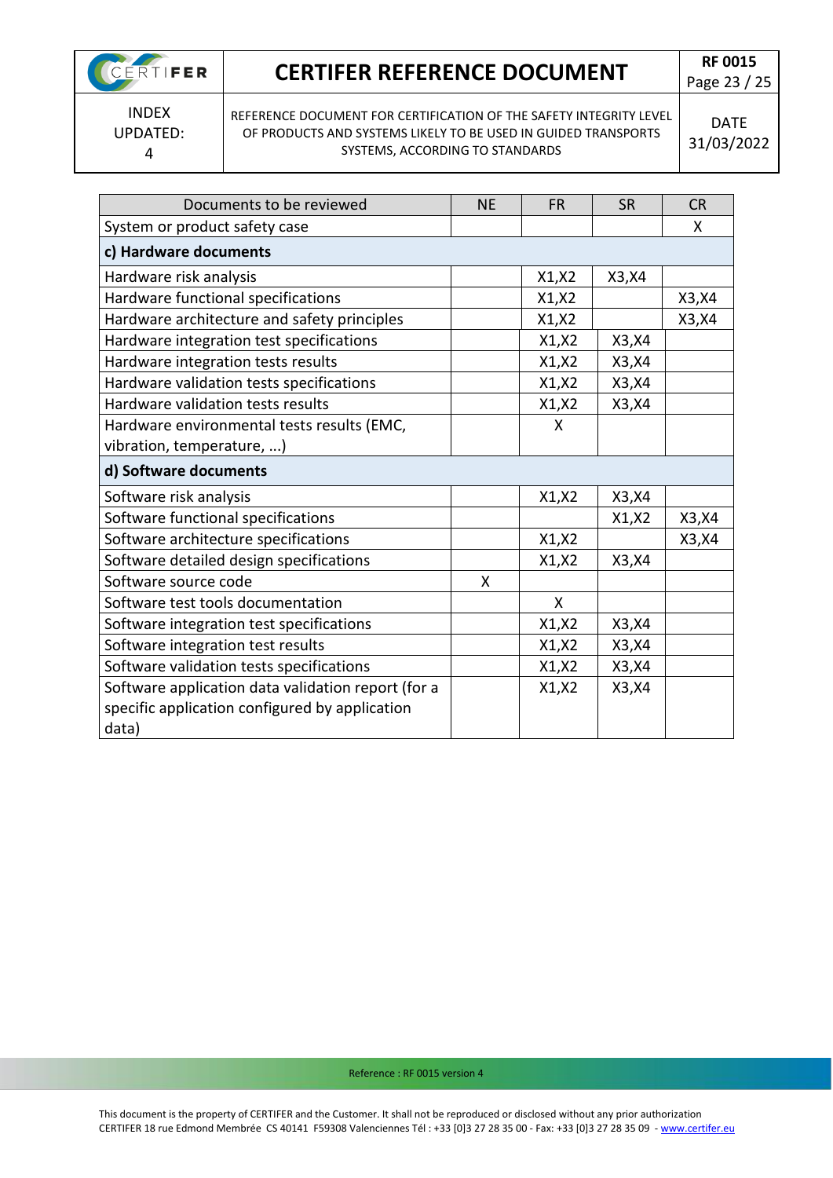| Documents to be reviewed | NE | FR | SR | CR |
|---|---|---|---|---|
| System or product safety case | | | | X |
| **c) Hardware documents** | | | | |
| Hardware risk analysis | | X1,X2 | X3,X4 | |
| Hardware functional specifications | | X1,X2 | | X3,X4 |
| Hardware architecture and safety principles | | X1,X2 | | X3,X4 |
| Hardware integration test specifications | | X1,X2 | X3,X4 | |
| Hardware integration tests results | | X1,X2 | X3,X4 | |
| Hardware validation tests specifications | | X1,X2 | X3,X4 | |
| Hardware validation tests results | | X1,X2 | X3,X4 | |
| Hardware environmental tests results (EMC, vibration, temperature, …) | | X | | |
| **d) Software documents** | | | | |
| Software risk analysis | | X1,X2 | X3,X4 | |
| Software functional specifications | | | X1,X2 | X3,X4 |
| Software architecture specifications | | X1,X2 | | X3,X4 |
| Software detailed design specifications | | X1,X2 | X3,X4 | |
| Software source code | X | | | |
| Software test tools documentation | | X | | |
| Software integration test specifications | | X1,X2 | X3,X4 | |
| Software integration test results | | X1,X2 | X3,X4 | |
| Software validation tests specifications | | X1,X2 | X3,X4 | |
| Software application data validation report (for a specific application configured by application data) | | X1,X2 | X3,X4 | |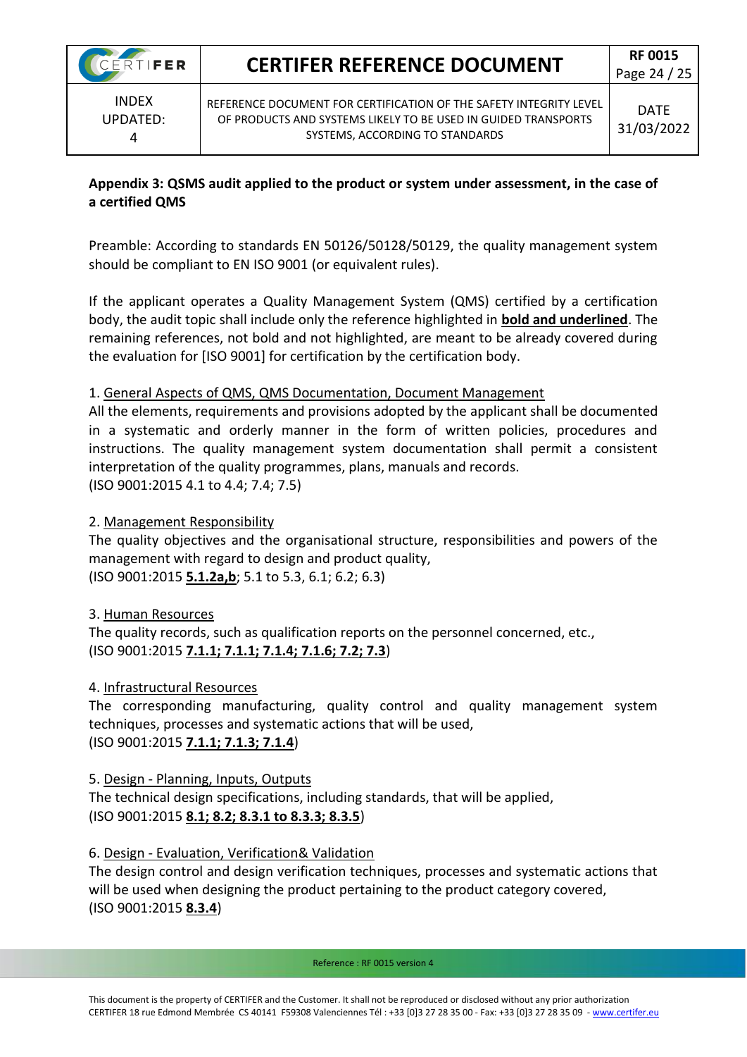**Appendix 3: QSMS audit applied to the product or system under assessment, in the case of a certified QMS**

Preamble: According to standards EN 50126/50128/50129, the quality management system should be compliant to EN ISO 9001 (or equivalent rules).

If the applicant operates a Quality Management System (QMS) certified by a certification body, the audit topic shall include only the reference highlighted in **<u>bold and underlined</u>**. The remaining references, not bold and not highlighted, are meant to be already covered during the evaluation for [ISO 9001] for certification by the certification body.

1. <u>General Aspects of QMS, QMS Documentation, Document Management</u>
All the elements, requirements and provisions adopted by the applicant shall be documented in a systematic and orderly manner in the form of written policies, procedures and instructions. The quality management system documentation shall permit a consistent interpretation of the quality programmes, plans, manuals and records.
(ISO 9001:2015 4.1 to 4.4; 7.4; 7.5)

2. <u>Management Responsibility</u>
The quality objectives and the organisational structure, responsibilities and powers of the management with regard to design and product quality,
(ISO 9001:2015 **<u>5.1.2a,b</u>**; 5.1 to 5.3, 6.1; 6.2; 6.3)

3. <u>Human Resources</u>
The quality records, such as qualification reports on the personnel concerned, etc.,
(ISO 9001:2015 **<u>7.1.1; 7.1.1; 7.1.4; 7.1.6; 7.2; 7.3</u>**)

4. <u>Infrastructural Resources</u>
The corresponding manufacturing, quality control and quality management system techniques, processes and systematic actions that will be used,
(ISO 9001:2015 **<u>7.1.1; 7.1.3; 7.1.4</u>**)

5. <u>Design - Planning, Inputs, Outputs</u>
The technical design specifications, including standards, that will be applied,
(ISO 9001:2015 **<u>8.1; 8.2; 8.3.1 to 8.3.3; 8.3.5</u>**)

6. <u>Design - Evaluation, Verification& Validation</u>
The design control and design verification techniques, processes and systematic actions that will be used when designing the product pertaining to the product category covered,
(ISO 9001:2015 **<u>8.3.4</u>**)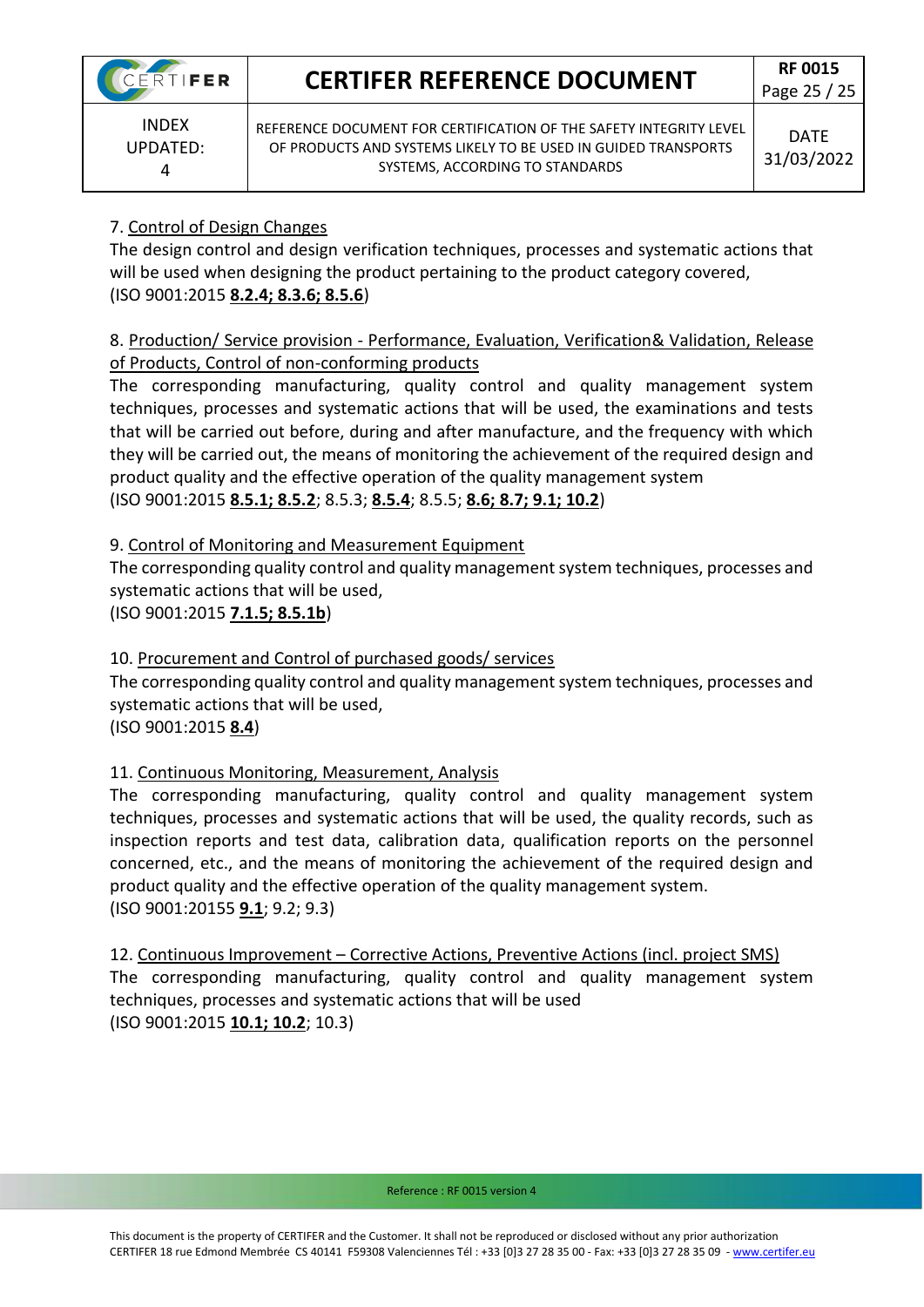7. Control of Design Changes
The design control and design verification techniques, processes and systematic actions that will be used when designing the product pertaining to the product category covered,
(ISO 9001:2015 **8.2.4; 8.3.6; 8.5.6**)

8. Production/ Service provision - Performance, Evaluation, Verification& Validation, Release of Products, Control of non-conforming products
The corresponding manufacturing, quality control and quality management system techniques, processes and systematic actions that will be used, the examinations and tests that will be carried out before, during and after manufacture, and the frequency with which they will be carried out, the means of monitoring the achievement of the required design and product quality and the effective operation of the quality management system
(ISO 9001:2015 **8.5.1; 8.5.2**; 8.5.3; **8.5.4**; 8.5.5; **8.6; 8.7; 9.1; 10.2**)

9. Control of Monitoring and Measurement Equipment
The corresponding quality control and quality management system techniques, processes and systematic actions that will be used,
(ISO 9001:2015 **7.1.5; 8.5.1b**)

10. Procurement and Control of purchased goods/ services
The corresponding quality control and quality management system techniques, processes and systematic actions that will be used,
(ISO 9001:2015 **8.4**)

11. Continuous Monitoring, Measurement, Analysis
The corresponding manufacturing, quality control and quality management system techniques, processes and systematic actions that will be used, the quality records, such as inspection reports and test data, calibration data, qualification reports on the personnel concerned, etc., and the means of monitoring the achievement of the required design and product quality and the effective operation of the quality management system.
(ISO 9001:20155 **9.1**; 9.2; 9.3)

12. Continuous Improvement – Corrective Actions, Preventive Actions (incl. project SMS)
The corresponding manufacturing, quality control and quality management system techniques, processes and systematic actions that will be used
(ISO 9001:2015 **10.1; 10.2**; 10.3)